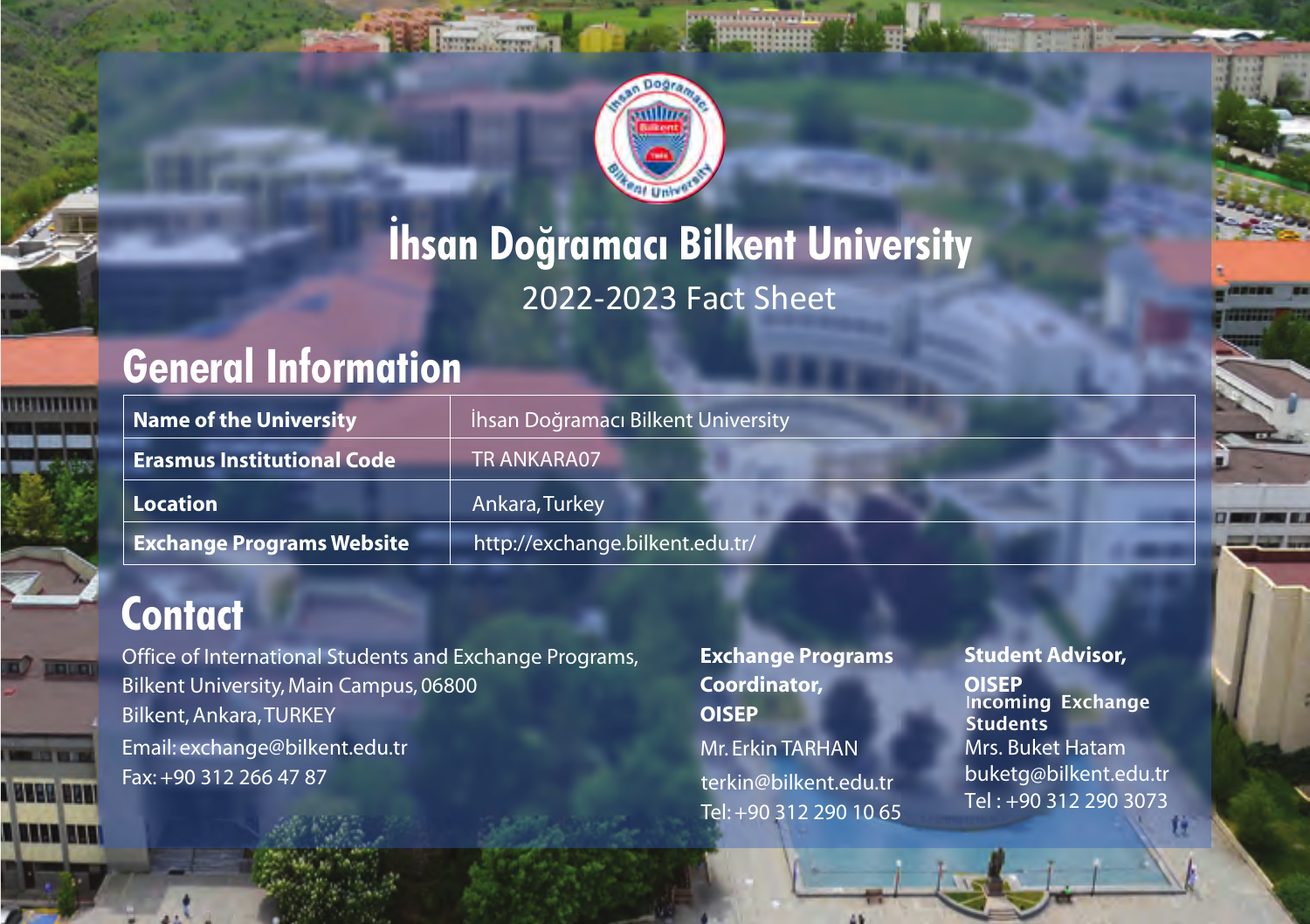# İhsan Doğramacı Bilkent University

2022-2023 Fact Sheet

## General Information

| | |
|---|---|
| **Name of the University** | İhsan Doğramacı Bilkent University |
| **Erasmus Institutional Code** | TR ANKARA07 |
| **Location** | Ankara, Turkey |
| **Exchange Programs Website** | http://exchange.bilkent.edu.tr/ |

## Contact

Office of International Students and Exchange Programs,
Bilkent University, Main Campus, 06800
Bilkent, Ankara, TURKEY
Email: exchange@bilkent.edu.tr
Fax: +90 312 266 47 87

**Exchange Programs Coordinator, OISEP**
Mr. Erkin TARHAN
terkin@bilkent.edu.tr
Tel: +90 312 290 10 65

**Student Advisor, OISEP**
**Incoming Exchange Students**
Mrs. Buket Hatam
buketg@bilkent.edu.tr
Tel : +90 312 290 3073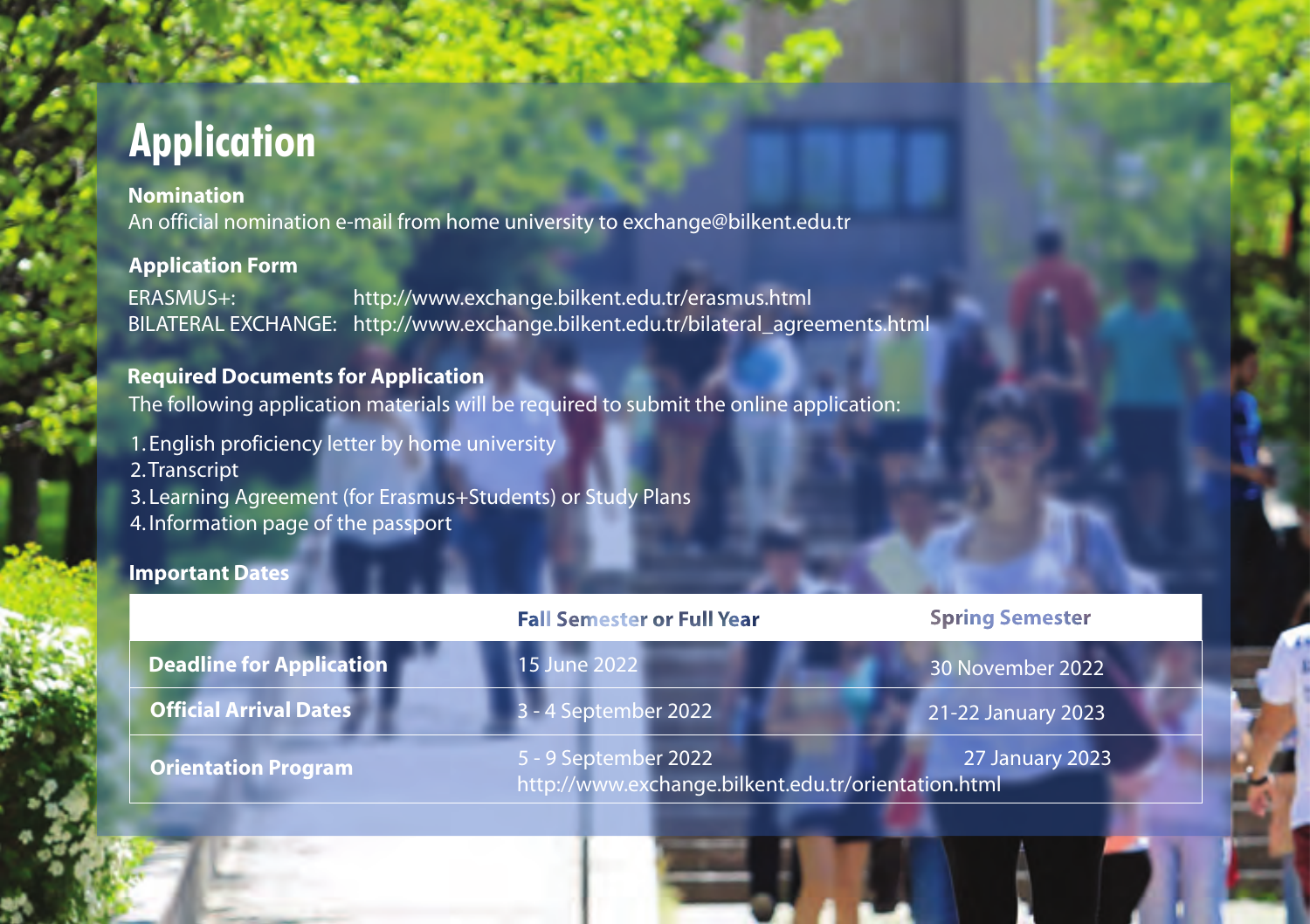# Application

**Nomination**

An official nomination e-mail from home university to exchange@bilkent.edu.tr

**Application Form**

ERASMUS+: http://www.exchange.bilkent.edu.tr/erasmus.html
BILATERAL EXCHANGE: http://www.exchange.bilkent.edu.tr/bilateral_agreements.html

**Required Documents for Application**

The following application materials will be required to submit the online application:

1. English proficiency letter by home university
2. Transcript
3. Learning Agreement (for Erasmus+Students) or Study Plans
4. Information page of the passport

**Important Dates**

| | Fall Semester or Full Year | Spring Semester |
|---|---|---|
| **Deadline for Application** | 15 June 2022 | 30 November 2022 |
| **Official Arrival Dates** | 3 - 4 September 2022 | 21-22 January 2023 |
| **Orientation Program** | 5 - 9 September 2022<br>http://www.exchange.bilkent.edu.tr/orientation.html | 27 January 2023 |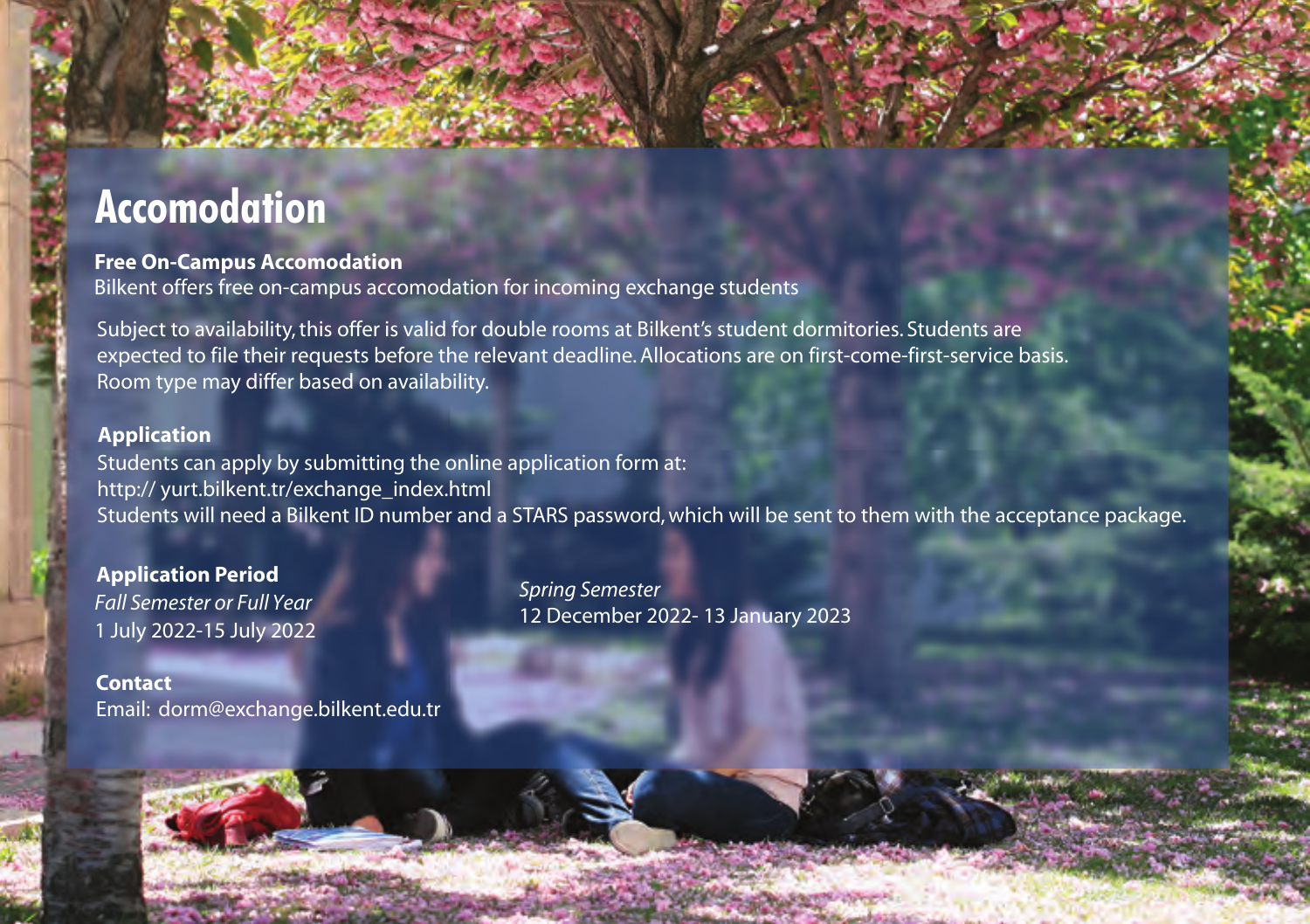# Accomodation

**Free On-Campus Accomodation**
Bilkent offers free on-campus accomodation for incoming exchange students

Subject to availability, this offer is valid for double rooms at Bilkent's student dormitories. Students are expected to file their requests before the relevant deadline. Allocations are on first-come-first-service basis. Room type may differ based on availability.

**Application**
Students can apply by submitting the online application form at:
http:// yurt.bilkent.tr/exchange_index.html
Students will need a Bilkent ID number and a STARS password, which will be sent to them with the acceptance package.

**Application Period**

*Fall Semester or Full Year*
1 July 2022-15 July 2022

*Spring Semester*
12 December 2022- 13 January 2023

**Contact**
Email: dorm@exchange.bilkent.edu.tr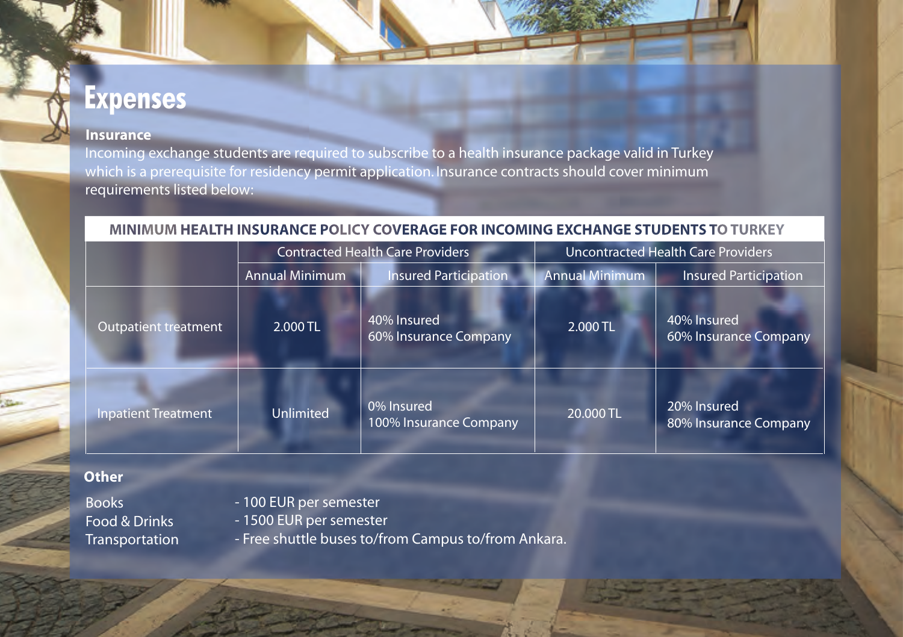# Expenses

**Insurance**

Incoming exchange students are required to subscribe to a health insurance package valid in Turkey which is a prerequisite for residency permit application. Insurance contracts should cover minimum requirements listed below:

**MINIMUM HEALTH INSURANCE POLICY COVERAGE FOR INCOMING EXCHANGE STUDENTS TO TURKEY**

| | Contracted Health Care Providers | | Uncontracted Health Care Providers | |
|---|---|---|---|---|
| | Annual Minimum | Insured Participation | Annual Minimum | Insured Participation |
| Outpatient treatment | 2.000 TL | 40% Insured<br>60% Insurance Company | 2.000 TL | 40% Insured<br>60% Insurance Company |
| Inpatient Treatment | Unlimited | 0% Insured<br>100% Insurance Company | 20.000 TL | 20% Insured<br>80% Insurance Company |

**Other**

| | |
|---|---|
| Books | - 100 EUR per semester |
| Food & Drinks | - 1500 EUR per semester |
| Transportation | - Free shuttle buses to/from Campus to/from Ankara. |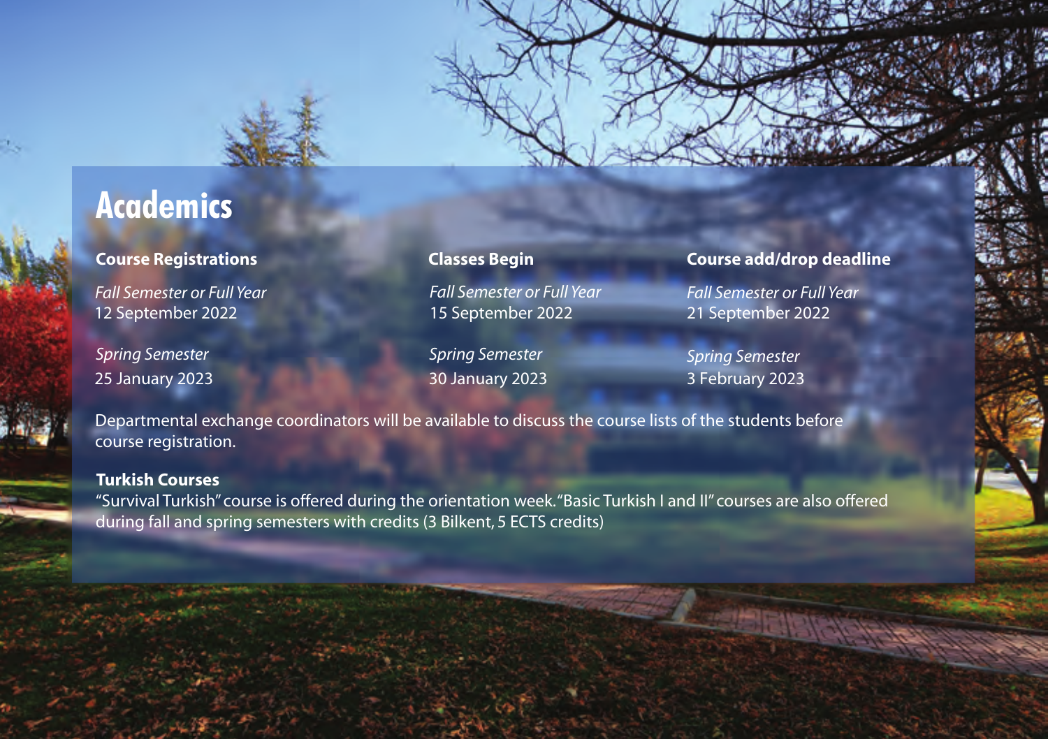# Academics

**Course Registrations**

*Fall Semester or Full Year*
12 September 2022

*Spring Semester*
25 January 2023

**Classes Begin**

*Fall Semester or Full Year*
15 September 2022

*Spring Semester*
30 January 2023

**Course add/drop deadline**

*Fall Semester or Full Year*
21 September 2022

*Spring Semester*
3 February 2023

Departmental exchange coordinators will be available to discuss the course lists of the students before course registration.

**Turkish Courses**

"Survival Turkish" course is offered during the orientation week. "Basic Turkish I and II" courses are also offered during fall and spring semesters with credits (3 Bilkent, 5 ECTS credits)